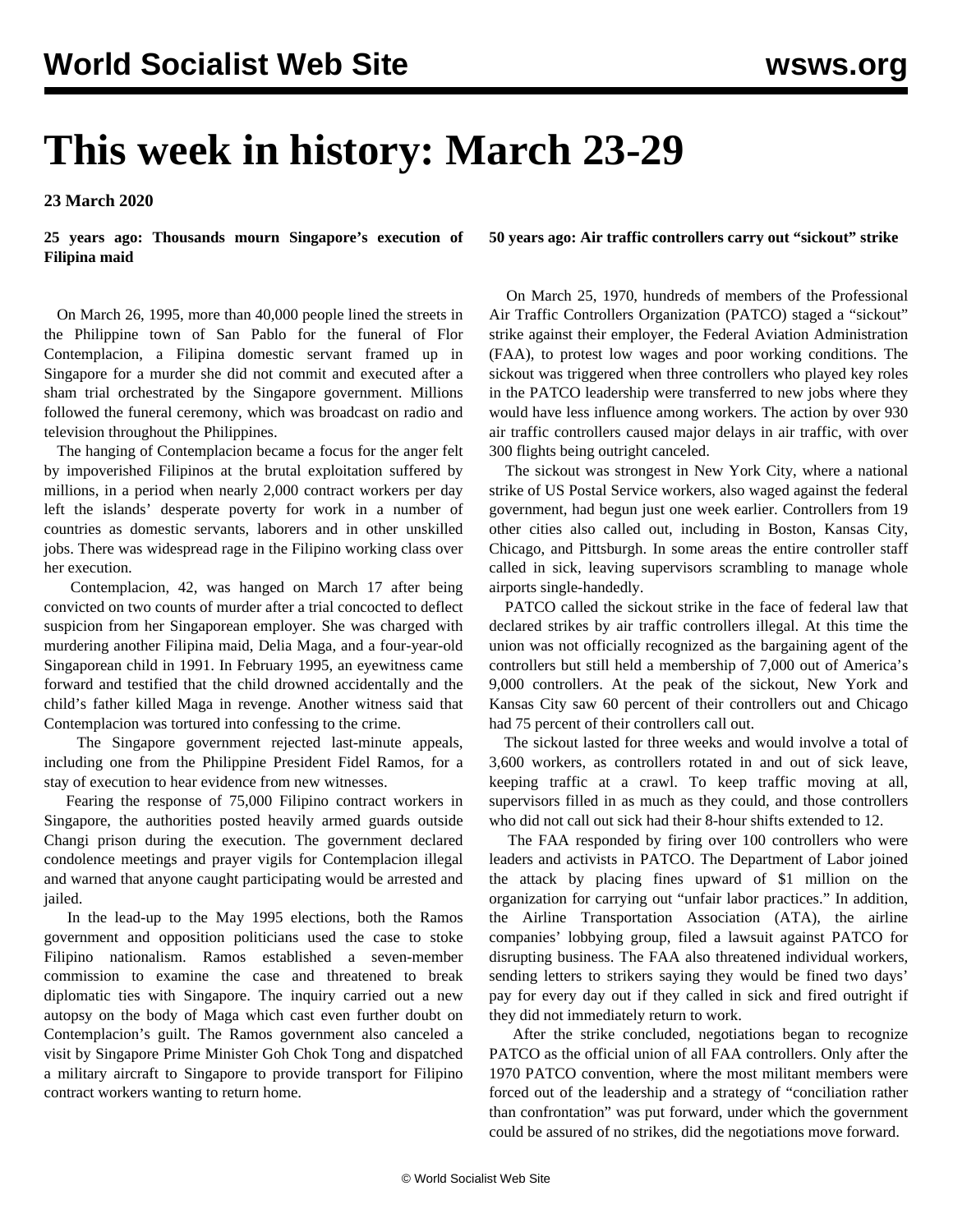# This week in history: March 23-29

**23 March 2020**

## 25 years ago: Thousands mourn Singapore's execution of Filipina maid

On March 26, 1995, more than 40,000 people lined the streets in the Philippine town of San Pablo for the funeral of Flor Contemplacion, a Filipina domestic servant framed up in Singapore for a murder she did not commit and executed after a sham trial orchestrated by the Singapore government. Millions followed the funeral ceremony, which was broadcast on radio and television throughout the Philippines.

The hanging of Contemplacion became a focus for the anger felt by impoverished Filipinos at the brutal exploitation suffered by millions, in a period when nearly 2,000 contract workers per day left the islands' desperate poverty for work in a number of countries as domestic servants, laborers and in other unskilled jobs. There was widespread rage in the Filipino working class over her execution.

Contemplacion, 42, was hanged on March 17 after being convicted on two counts of murder after a trial concocted to deflect suspicion from her Singaporean employer. She was charged with murdering another Filipina maid, Delia Maga, and a four-year-old Singaporean child in 1991. In February 1995, an eyewitness came forward and testified that the child drowned accidentally and the child's father killed Maga in revenge. Another witness said that Contemplacion was tortured into confessing to the crime.

The Singapore government rejected last-minute appeals, including one from the Philippine President Fidel Ramos, for a stay of execution to hear evidence from new witnesses.

Fearing the response of 75,000 Filipino contract workers in Singapore, the authorities posted heavily armed guards outside Changi prison during the execution. The government declared condolence meetings and prayer vigils for Contemplacion illegal and warned that anyone caught participating would be arrested and jailed.

In the lead-up to the May 1995 elections, both the Ramos government and opposition politicians used the case to stoke Filipino nationalism. Ramos established a seven-member commission to examine the case and threatened to break diplomatic ties with Singapore. The inquiry carried out a new autopsy on the body of Maga which cast even further doubt on Contemplacion's guilt. The Ramos government also canceled a visit by Singapore Prime Minister Goh Chok Tong and dispatched a military aircraft to Singapore to provide transport for Filipino contract workers wanting to return home.

## 50 years ago: Air traffic controllers carry out "sickout" strike

On March 25, 1970, hundreds of members of the Professional Air Traffic Controllers Organization (PATCO) staged a "sickout" strike against their employer, the Federal Aviation Administration (FAA), to protest low wages and poor working conditions. The sickout was triggered when three controllers who played key roles in the PATCO leadership were transferred to new jobs where they would have less influence among workers. The action by over 930 air traffic controllers caused major delays in air traffic, with over 300 flights being outright canceled.

The sickout was strongest in New York City, where a national strike of US Postal Service workers, also waged against the federal government, had begun just one week earlier. Controllers from 19 other cities also called out, including in Boston, Kansas City, Chicago, and Pittsburgh. In some areas the entire controller staff called in sick, leaving supervisors scrambling to manage whole airports single-handedly.

PATCO called the sickout strike in the face of federal law that declared strikes by air traffic controllers illegal. At this time the union was not officially recognized as the bargaining agent of the controllers but still held a membership of 7,000 out of America's 9,000 controllers. At the peak of the sickout, New York and Kansas City saw 60 percent of their controllers out and Chicago had 75 percent of their controllers call out.

The sickout lasted for three weeks and would involve a total of 3,600 workers, as controllers rotated in and out of sick leave, keeping traffic at a crawl. To keep traffic moving at all, supervisors filled in as much as they could, and those controllers who did not call out sick had their 8-hour shifts extended to 12.

The FAA responded by firing over 100 controllers who were leaders and activists in PATCO. The Department of Labor joined the attack by placing fines upward of $1 million on the organization for carrying out "unfair labor practices." In addition, the Airline Transportation Association (ATA), the airline companies' lobbying group, filed a lawsuit against PATCO for disrupting business. The FAA also threatened individual workers, sending letters to strikers saying they would be fined two days' pay for every day out if they called in sick and fired outright if they did not immediately return to work.

After the strike concluded, negotiations began to recognize PATCO as the official union of all FAA controllers. Only after the 1970 PATCO convention, where the most militant members were forced out of the leadership and a strategy of "conciliation rather than confrontation" was put forward, under which the government could be assured of no strikes, did the negotiations move forward.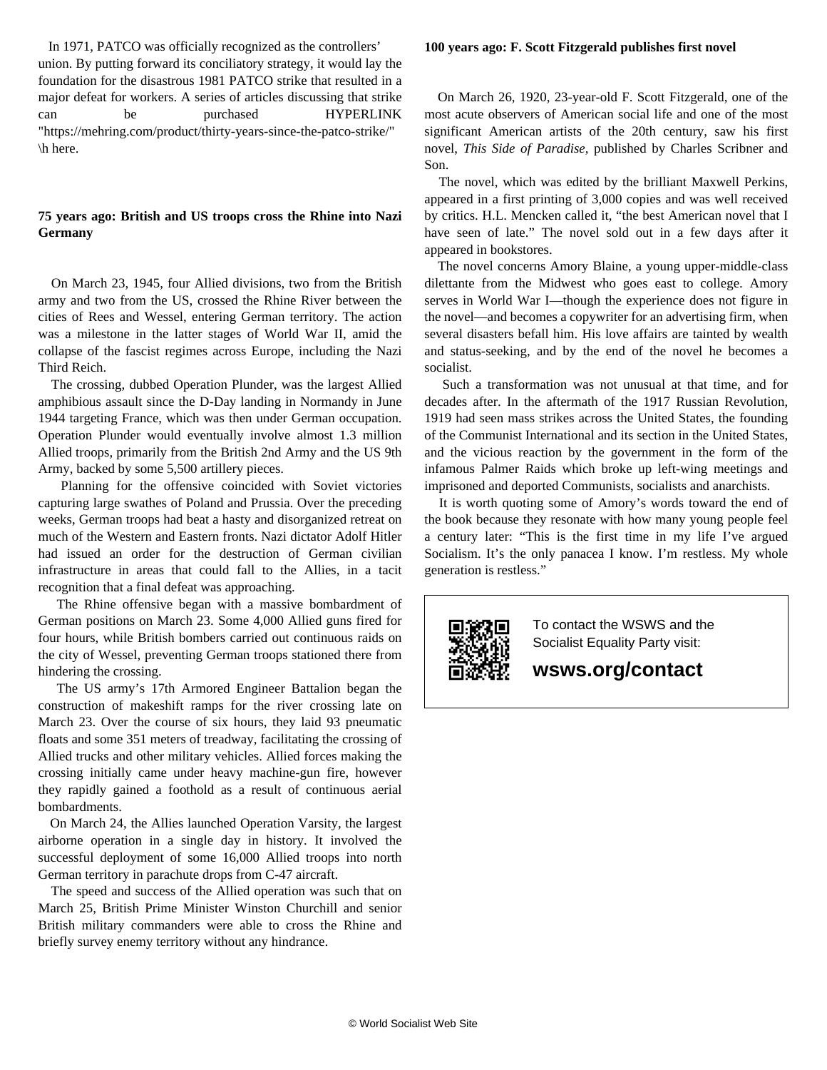In 1971, PATCO was officially recognized as the controllers' union. By putting forward its conciliatory strategy, it would lay the foundation for the disastrous 1981 PATCO strike that resulted in a major defeat for workers. A series of articles discussing that strike can be purchased HYPERLINK "https://mehring.com/product/thirty-years-since-the-patco-strike/" \h here.

**75 years ago: British and US troops cross the Rhine into Nazi Germany**

On March 23, 1945, four Allied divisions, two from the British army and two from the US, crossed the Rhine River between the cities of Rees and Wessel, entering German territory. The action was a milestone in the latter stages of World War II, amid the collapse of the fascist regimes across Europe, including the Nazi Third Reich.

The crossing, dubbed Operation Plunder, was the largest Allied amphibious assault since the D-Day landing in Normandy in June 1944 targeting France, which was then under German occupation. Operation Plunder would eventually involve almost 1.3 million Allied troops, primarily from the British 2nd Army and the US 9th Army, backed by some 5,500 artillery pieces.

Planning for the offensive coincided with Soviet victories capturing large swathes of Poland and Prussia. Over the preceding weeks, German troops had beat a hasty and disorganized retreat on much of the Western and Eastern fronts. Nazi dictator Adolf Hitler had issued an order for the destruction of German civilian infrastructure in areas that could fall to the Allies, in a tacit recognition that a final defeat was approaching.

The Rhine offensive began with a massive bombardment of German positions on March 23. Some 4,000 Allied guns fired for four hours, while British bombers carried out continuous raids on the city of Wessel, preventing German troops stationed there from hindering the crossing.

The US army's 17th Armored Engineer Battalion began the construction of makeshift ramps for the river crossing late on March 23. Over the course of six hours, they laid 93 pneumatic floats and some 351 meters of treadway, facilitating the crossing of Allied trucks and other military vehicles. Allied forces making the crossing initially came under heavy machine-gun fire, however they rapidly gained a foothold as a result of continuous aerial bombardments.

On March 24, the Allies launched Operation Varsity, the largest airborne operation in a single day in history. It involved the successful deployment of some 16,000 Allied troops into north German territory in parachute drops from C-47 aircraft.

The speed and success of the Allied operation was such that on March 25, British Prime Minister Winston Churchill and senior British military commanders were able to cross the Rhine and briefly survey enemy territory without any hindrance.

**100 years ago: F. Scott Fitzgerald publishes first novel**

On March 26, 1920, 23-year-old F. Scott Fitzgerald, one of the most acute observers of American social life and one of the most significant American artists of the 20th century, saw his first novel, *This Side of Paradise*, published by Charles Scribner and Son.

The novel, which was edited by the brilliant Maxwell Perkins, appeared in a first printing of 3,000 copies and was well received by critics. H.L. Mencken called it, "the best American novel that I have seen of late." The novel sold out in a few days after it appeared in bookstores.

The novel concerns Amory Blaine, a young upper-middle-class dilettante from the Midwest who goes east to college. Amory serves in World War I—though the experience does not figure in the novel—and becomes a copywriter for an advertising firm, when several disasters befall him. His love affairs are tainted by wealth and status-seeking, and by the end of the novel he becomes a socialist.

Such a transformation was not unusual at that time, and for decades after. In the aftermath of the 1917 Russian Revolution, 1919 had seen mass strikes across the United States, the founding of the Communist International and its section in the United States, and the vicious reaction by the government in the form of the infamous Palmer Raids which broke up left-wing meetings and imprisoned and deported Communists, socialists and anarchists.

It is worth quoting some of Amory's words toward the end of the book because they resonate with how many young people feel a century later: "This is the first time in my life I've argued Socialism. It's the only panacea I know. I'm restless. My whole generation is restless."

To contact the WSWS and the Socialist Equality Party visit:

**wsws.org/contact**